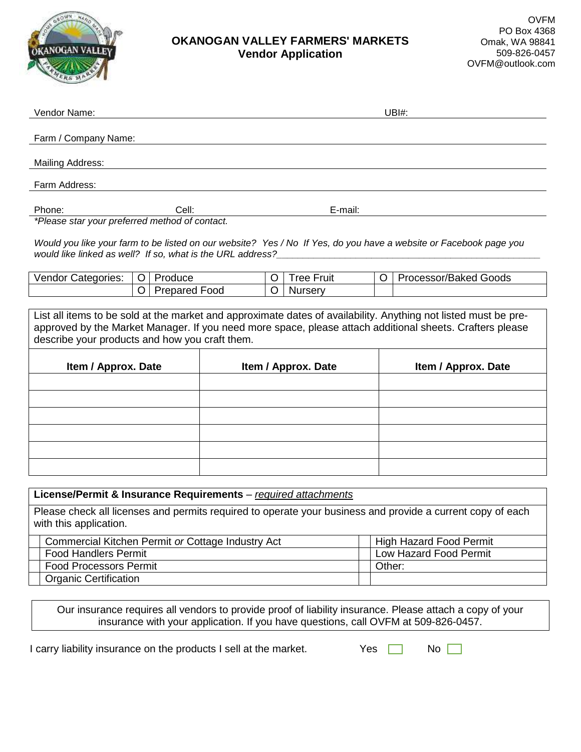OVFM
PO Box 4368
Omak, WA 98841
509-826-0457
OVFM@outlook.com

# OKANOGAN VALLEY FARMERS' MARKETS
## Vendor Application

Vendor Name: ______________________________ UBI#: ______________________________

Farm / Company Name: ______________________________

Mailing Address: ______________________________

Farm Address: ______________________________

Phone: ______________ Cell: ______________ E-mail: ______________
*\*Please star your preferred method of contact.*

*Would you like your farm to be listed on our website? Yes / No If Yes, do you have a website or Facebook page you would like linked as well? If so, what is the URL address?*______________________________

| Vendor Categories: | O | Produce | O | Tree Fruit | O | Processor/Baked Goods |
|---|---|---|---|---|---|---|
| | O | Prepared Food | O | Nursery | | |

List all items to be sold at the market and approximate dates of availability. Anything not listed must be pre-approved by the Market Manager. If you need more space, please attach additional sheets. Crafters please describe your products and how you craft them.

| Item / Approx. Date | Item / Approx. Date | Item / Approx. Date |
|---|---|---|
| | | |
| | | |
| | | |
| | | |
| | | |
| | | |

**License/Permit & Insurance Requirements** – *required attachments*

Please check all licenses and permits required to operate your business and provide a current copy of each with this application.

| | | | |
|---|---|---|---|
| | Commercial Kitchen Permit *or* Cottage Industry Act | | High Hazard Food Permit |
| | Food Handlers Permit | | Low Hazard Food Permit |
| | Food Processors Permit | | Other: |
| | Organic Certification | | |

Our insurance requires all vendors to provide proof of liability insurance. Please attach a copy of your insurance with your application. If you have questions, call OVFM at 509-826-0457.

I carry liability insurance on the products I sell at the market. Yes ☐ No ☐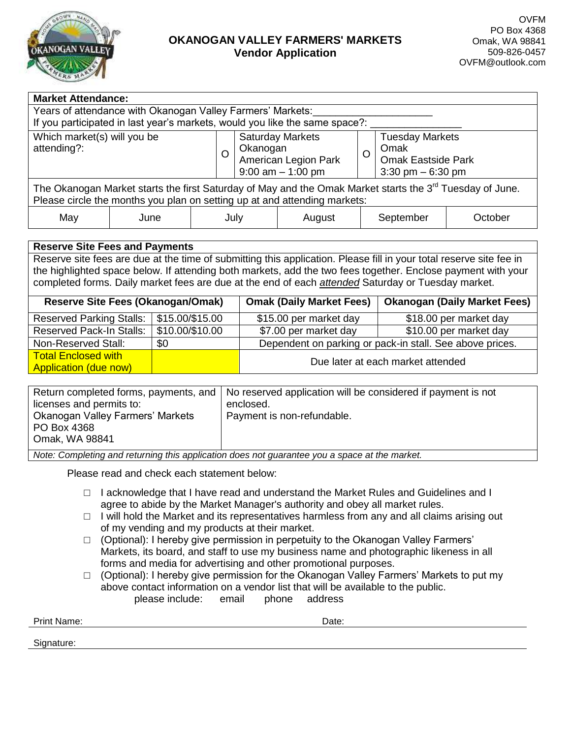# OKANOGAN VALLEY FARMERS' MARKETS
## Vendor Application

OVFM
PO Box 4368
Omak, WA 98841
509-826-0457
OVFM@outlook.com

| **Market Attendance:** | | | | |
|---|---|---|---|---|
| Years of attendance with Okanogan Valley Farmers' Markets:____________________ If you participated in last year's markets, would you like the same space?: _______________ | | | | |
| Which market(s) will you be attending?: | O | Saturday Markets Okanogan American Legion Park 9:00 am – 1:00 pm | O | Tuesday Markets Omak Omak Eastside Park 3:30 pm – 6:30 pm |

The Okanogan Market starts the first Saturday of May and the Omak Market starts the 3rd Tuesday of June. Please circle the months you plan on setting up at and attending markets:

| May | June | July | August | September | October |
|---|---|---|---|---|---|

**Reserve Site Fees and Payments**

Reserve site fees are due at the time of submitting this application. Please fill in your total reserve site fee in the highlighted space below. If attending both markets, add the two fees together. Enclose payment with your completed forms. Daily market fees are due at the end of each *attended* Saturday or Tuesday market.

| **Reserve Site Fees (Okanogan/Omak)** | | **Omak (Daily Market Fees)** | **Okanogan (Daily Market Fees)** |
|---|---|---|---|
| Reserved Parking Stalls: | $15.00/$15.00 | $15.00 per market day | $18.00 per market day |
| Reserved Pack-In Stalls: | $10.00/$10.00 | $7.00 per market day | $10.00 per market day |
| Non-Reserved Stall: | $0 | Dependent on parking or pack-in stall. See above prices. | |
| Total Enclosed with Application (due now) | | Due later at each market attended | |

| | |
|---|---|
| Return completed forms, payments, and licenses and permits to: Okanogan Valley Farmers' Markets PO Box 4368 Omak, WA 98841 | No reserved application will be considered if payment is not enclosed. Payment is non-refundable. |

*Note: Completing and returning this application does not guarantee you a space at the market.*

Please read and check each statement below:

- □ I acknowledge that I have read and understand the Market Rules and Guidelines and I agree to abide by the Market Manager's authority and obey all market rules.
- □ I will hold the Market and its representatives harmless from any and all claims arising out of my vending and my products at their market.
- □ (Optional): I hereby give permission in perpetuity to the Okanogan Valley Farmers' Markets, its board, and staff to use my business name and photographic likeness in all forms and media for advertising and other promotional purposes.
- □ (Optional): I hereby give permission for the Okanogan Valley Farmers' Markets to put my above contact information on a vendor list that will be available to the public.
  please include: email phone address

Print Name: ______________________________ Date: ______________

Signature: ______________________________